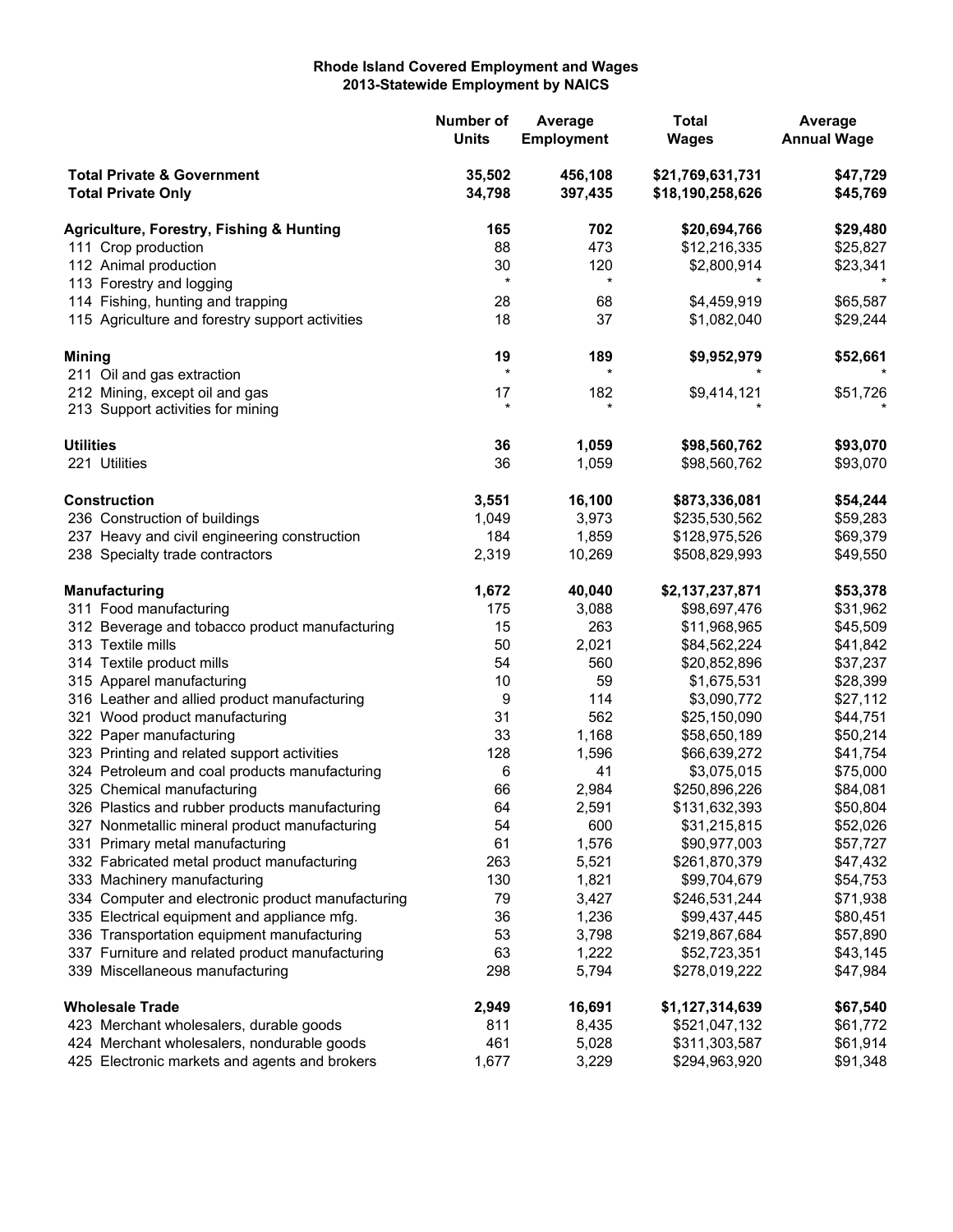**Rhode Island Covered Employment and Wages**
**2013-Statewide Employment by NAICS**

| | Number of Units | Average Employment | Total Wages | Average Annual Wage |
|---|---|---|---|---|
| **Total Private & Government** | **35,502** | **456,108** | **$21,769,631,731** | **$47,729** |
| **Total Private Only** | **34,798** | **397,435** | **$18,190,258,626** | **$45,769** |
| **Agriculture, Forestry, Fishing & Hunting** | **165** | **702** | **$20,694,766** | **$29,480** |
| 111 Crop production | 88 | 473 | $12,216,335 | $25,827 |
| 112 Animal production | 30 | 120 | $2,800,914 | $23,341 |
| 113 Forestry and logging | * | * | * | * |
| 114 Fishing, hunting and trapping | 28 | 68 | $4,459,919 | $65,587 |
| 115 Agriculture and forestry support activities | 18 | 37 | $1,082,040 | $29,244 |
| **Mining** | **19** | **189** | **$9,952,979** | **$52,661** |
| 211 Oil and gas extraction | * | * | * | * |
| 212 Mining, except oil and gas | 17 | 182 | $9,414,121 | $51,726 |
| 213 Support activities for mining | * | * | * | * |
| **Utilities** | **36** | **1,059** | **$98,560,762** | **$93,070** |
| 221 Utilities | 36 | 1,059 | $98,560,762 | $93,070 |
| **Construction** | **3,551** | **16,100** | **$873,336,081** | **$54,244** |
| 236 Construction of buildings | 1,049 | 3,973 | $235,530,562 | $59,283 |
| 237 Heavy and civil engineering construction | 184 | 1,859 | $128,975,526 | $69,379 |
| 238 Specialty trade contractors | 2,319 | 10,269 | $508,829,993 | $49,550 |
| **Manufacturing** | **1,672** | **40,040** | **$2,137,237,871** | **$53,378** |
| 311 Food manufacturing | 175 | 3,088 | $98,697,476 | $31,962 |
| 312 Beverage and tobacco product manufacturing | 15 | 263 | $11,968,965 | $45,509 |
| 313 Textile mills | 50 | 2,021 | $84,562,224 | $41,842 |
| 314 Textile product mills | 54 | 560 | $20,852,896 | $37,237 |
| 315 Apparel manufacturing | 10 | 59 | $1,675,531 | $28,399 |
| 316 Leather and allied product manufacturing | 9 | 114 | $3,090,772 | $27,112 |
| 321 Wood product manufacturing | 31 | 562 | $25,150,090 | $44,751 |
| 322 Paper manufacturing | 33 | 1,168 | $58,650,189 | $50,214 |
| 323 Printing and related support activities | 128 | 1,596 | $66,639,272 | $41,754 |
| 324 Petroleum and coal products manufacturing | 6 | 41 | $3,075,015 | $75,000 |
| 325 Chemical manufacturing | 66 | 2,984 | $250,896,226 | $84,081 |
| 326 Plastics and rubber products manufacturing | 64 | 2,591 | $131,632,393 | $50,804 |
| 327 Nonmetallic mineral product manufacturing | 54 | 600 | $31,215,815 | $52,026 |
| 331 Primary metal manufacturing | 61 | 1,576 | $90,977,003 | $57,727 |
| 332 Fabricated metal product manufacturing | 263 | 5,521 | $261,870,379 | $47,432 |
| 333 Machinery manufacturing | 130 | 1,821 | $99,704,679 | $54,753 |
| 334 Computer and electronic product manufacturing | 79 | 3,427 | $246,531,244 | $71,938 |
| 335 Electrical equipment and appliance mfg. | 36 | 1,236 | $99,437,445 | $80,451 |
| 336 Transportation equipment manufacturing | 53 | 3,798 | $219,867,684 | $57,890 |
| 337 Furniture and related product manufacturing | 63 | 1,222 | $52,723,351 | $43,145 |
| 339 Miscellaneous manufacturing | 298 | 5,794 | $278,019,222 | $47,984 |
| **Wholesale Trade** | **2,949** | **16,691** | **$1,127,314,639** | **$67,540** |
| 423 Merchant wholesalers, durable goods | 811 | 8,435 | $521,047,132 | $61,772 |
| 424 Merchant wholesalers, nondurable goods | 461 | 5,028 | $311,303,587 | $61,914 |
| 425 Electronic markets and agents and brokers | 1,677 | 3,229 | $294,963,920 | $91,348 |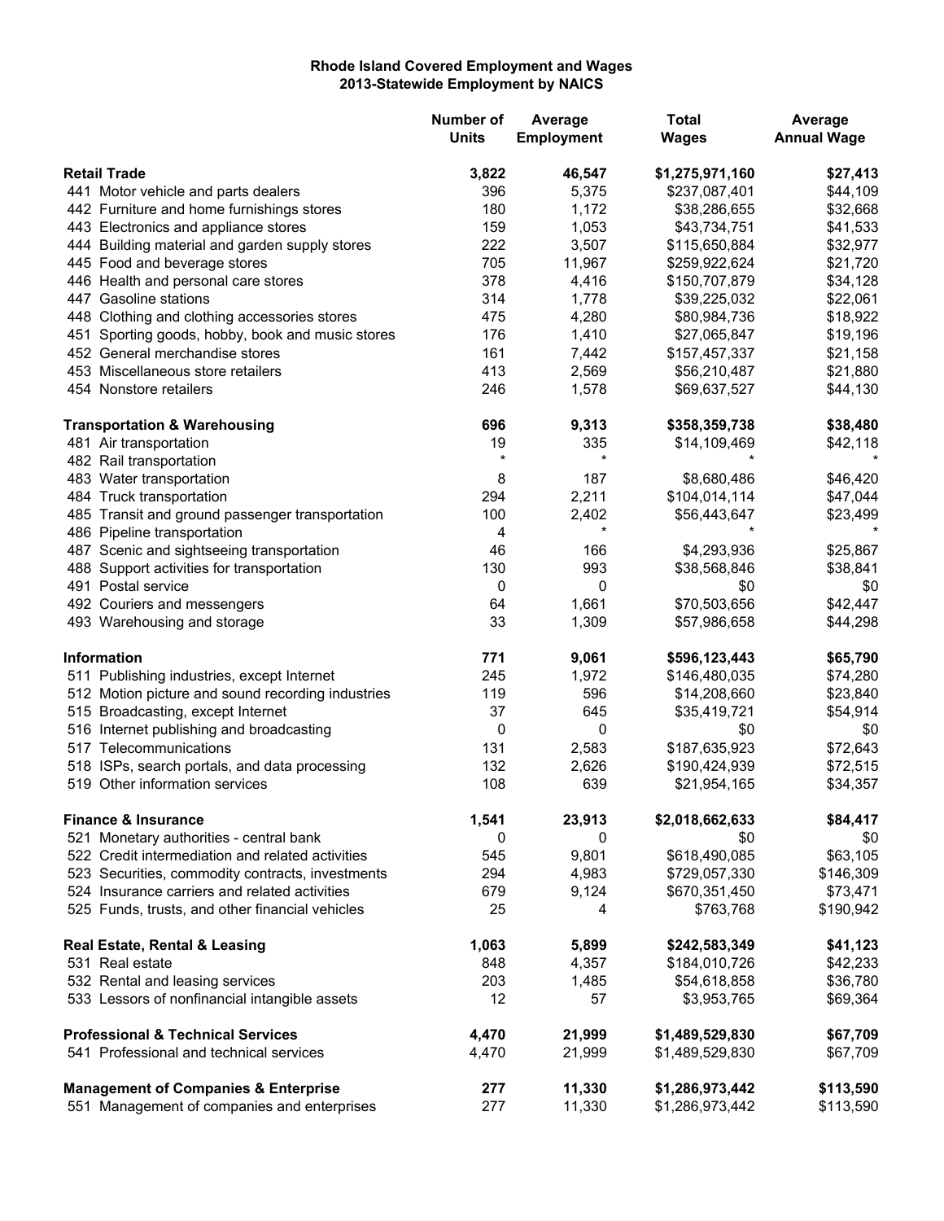**Rhode Island Covered Employment and Wages**
**2013-Statewide Employment by NAICS**

| | Number of Units | Average Employment | Total Wages | Average Annual Wage |
|---|---|---|---|---|
| **Retail Trade** | **3,822** | **46,547** | **$1,275,971,160** | **$27,413** |
| 441 Motor vehicle and parts dealers | 396 | 5,375 | $237,087,401 | $44,109 |
| 442 Furniture and home furnishings stores | 180 | 1,172 | $38,286,655 | $32,668 |
| 443 Electronics and appliance stores | 159 | 1,053 | $43,734,751 | $41,533 |
| 444 Building material and garden supply stores | 222 | 3,507 | $115,650,884 | $32,977 |
| 445 Food and beverage stores | 705 | 11,967 | $259,922,624 | $21,720 |
| 446 Health and personal care stores | 378 | 4,416 | $150,707,879 | $34,128 |
| 447 Gasoline stations | 314 | 1,778 | $39,225,032 | $22,061 |
| 448 Clothing and clothing accessories stores | 475 | 4,280 | $80,984,736 | $18,922 |
| 451 Sporting goods, hobby, book and music stores | 176 | 1,410 | $27,065,847 | $19,196 |
| 452 General merchandise stores | 161 | 7,442 | $157,457,337 | $21,158 |
| 453 Miscellaneous store retailers | 413 | 2,569 | $56,210,487 | $21,880 |
| 454 Nonstore retailers | 246 | 1,578 | $69,637,527 | $44,130 |
| **Transportation & Warehousing** | **696** | **9,313** | **$358,359,738** | **$38,480** |
| 481 Air transportation | 19 | 335 | $14,109,469 | $42,118 |
| 482 Rail transportation | * | * | * | * |
| 483 Water transportation | 8 | 187 | $8,680,486 | $46,420 |
| 484 Truck transportation | 294 | 2,211 | $104,014,114 | $47,044 |
| 485 Transit and ground passenger transportation | 100 | 2,402 | $56,443,647 | $23,499 |
| 486 Pipeline transportation | 4 | * | * | * |
| 487 Scenic and sightseeing transportation | 46 | 166 | $4,293,936 | $25,867 |
| 488 Support activities for transportation | 130 | 993 | $38,568,846 | $38,841 |
| 491 Postal service | 0 | 0 | $0 | $0 |
| 492 Couriers and messengers | 64 | 1,661 | $70,503,656 | $42,447 |
| 493 Warehousing and storage | 33 | 1,309 | $57,986,658 | $44,298 |
| **Information** | **771** | **9,061** | **$596,123,443** | **$65,790** |
| 511 Publishing industries, except Internet | 245 | 1,972 | $146,480,035 | $74,280 |
| 512 Motion picture and sound recording industries | 119 | 596 | $14,208,660 | $23,840 |
| 515 Broadcasting, except Internet | 37 | 645 | $35,419,721 | $54,914 |
| 516 Internet publishing and broadcasting | 0 | 0 | $0 | $0 |
| 517 Telecommunications | 131 | 2,583 | $187,635,923 | $72,643 |
| 518 ISPs, search portals, and data processing | 132 | 2,626 | $190,424,939 | $72,515 |
| 519 Other information services | 108 | 639 | $21,954,165 | $34,357 |
| **Finance & Insurance** | **1,541** | **23,913** | **$2,018,662,633** | **$84,417** |
| 521 Monetary authorities - central bank | 0 | 0 | $0 | $0 |
| 522 Credit intermediation and related activities | 545 | 9,801 | $618,490,085 | $63,105 |
| 523 Securities, commodity contracts, investments | 294 | 4,983 | $729,057,330 | $146,309 |
| 524 Insurance carriers and related activities | 679 | 9,124 | $670,351,450 | $73,471 |
| 525 Funds, trusts, and other financial vehicles | 25 | 4 | $763,768 | $190,942 |
| **Real Estate, Rental & Leasing** | **1,063** | **5,899** | **$242,583,349** | **$41,123** |
| 531 Real estate | 848 | 4,357 | $184,010,726 | $42,233 |
| 532 Rental and leasing services | 203 | 1,485 | $54,618,858 | $36,780 |
| 533 Lessors of nonfinancial intangible assets | 12 | 57 | $3,953,765 | $69,364 |
| **Professional & Technical Services** | **4,470** | **21,999** | **$1,489,529,830** | **$67,709** |
| 541 Professional and technical services | 4,470 | 21,999 | $1,489,529,830 | $67,709 |
| **Management of Companies & Enterprise** | **277** | **11,330** | **$1,286,973,442** | **$113,590** |
| 551 Management of companies and enterprises | 277 | 11,330 | $1,286,973,442 | $113,590 |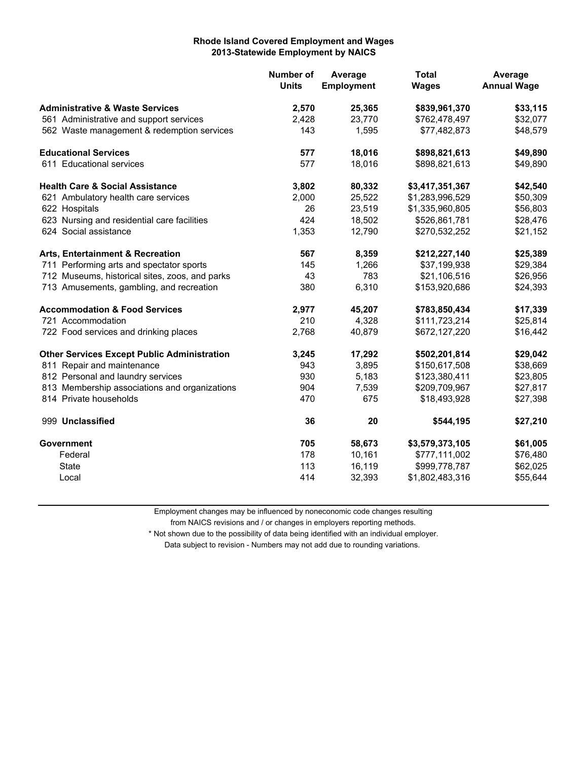**Rhode Island Covered Employment and Wages**
**2013-Statewide Employment by NAICS**

| | Number of Units | Average Employment | Total Wages | Average Annual Wage |
|---|---|---|---|---|
| **Administrative & Waste Services** | **2,570** | **25,365** | **$839,961,370** | **$33,115** |
| 561 Administrative and support services | 2,428 | 23,770 | $762,478,497 | $32,077 |
| 562 Waste management & redemption services | 143 | 1,595 | $77,482,873 | $48,579 |
| **Educational Services** | **577** | **18,016** | **$898,821,613** | **$49,890** |
| 611 Educational services | 577 | 18,016 | $898,821,613 | $49,890 |
| **Health Care & Social Assistance** | **3,802** | **80,332** | **$3,417,351,367** | **$42,540** |
| 621 Ambulatory health care services | 2,000 | 25,522 | $1,283,996,529 | $50,309 |
| 622 Hospitals | 26 | 23,519 | $1,335,960,805 | $56,803 |
| 623 Nursing and residential care facilities | 424 | 18,502 | $526,861,781 | $28,476 |
| 624 Social assistance | 1,353 | 12,790 | $270,532,252 | $21,152 |
| **Arts, Entertainment & Recreation** | **567** | **8,359** | **$212,227,140** | **$25,389** |
| 711 Performing arts and spectator sports | 145 | 1,266 | $37,199,938 | $29,384 |
| 712 Museums, historical sites, zoos, and parks | 43 | 783 | $21,106,516 | $26,956 |
| 713 Amusements, gambling, and recreation | 380 | 6,310 | $153,920,686 | $24,393 |
| **Accommodation & Food Services** | **2,977** | **45,207** | **$783,850,434** | **$17,339** |
| 721 Accommodation | 210 | 4,328 | $111,723,214 | $25,814 |
| 722 Food services and drinking places | 2,768 | 40,879 | $672,127,220 | $16,442 |
| **Other Services Except Public Administration** | **3,245** | **17,292** | **$502,201,814** | **$29,042** |
| 811 Repair and maintenance | 943 | 3,895 | $150,617,508 | $38,669 |
| 812 Personal and laundry services | 930 | 5,183 | $123,380,411 | $23,805 |
| 813 Membership associations and organizations | 904 | 7,539 | $209,709,967 | $27,817 |
| 814 Private households | 470 | 675 | $18,493,928 | $27,398 |
| 999 **Unclassified** | **36** | **20** | **$544,195** | **$27,210** |
| **Government** | **705** | **58,673** | **$3,579,373,105** | **$61,005** |
| Federal | 178 | 10,161 | $777,111,002 | $76,480 |
| State | 113 | 16,119 | $999,778,787 | $62,025 |
| Local | 414 | 32,393 | $1,802,483,316 | $55,644 |

Employment changes may be influenced by noneconomic code changes resulting from NAICS revisions and / or changes in employers reporting methods.

* Not shown due to the possibility of data being identified with an individual employer.

Data subject to revision - Numbers may not add due to rounding variations.